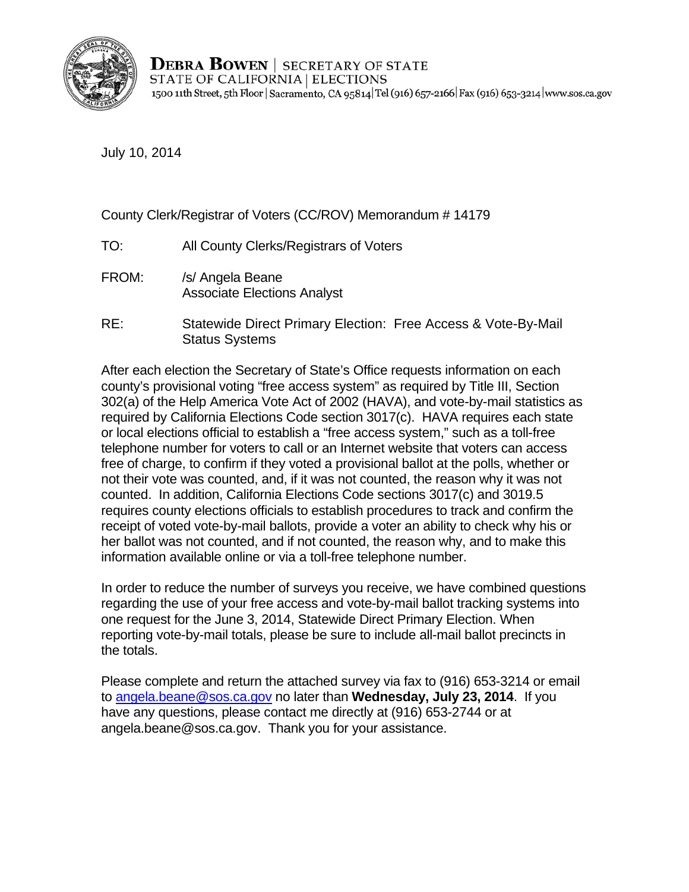**DEBRA BOWEN** | SECRETARY OF STATE
STATE OF CALIFORNIA | ELECTIONS
1500 11th Street, 5th Floor | Sacramento, CA 95814 | Tel (916) 657-2166 | Fax (916) 653-3214 | www.sos.ca.gov

July 10, 2014

County Clerk/Registrar of Voters (CC/ROV) Memorandum # 14179

TO: All County Clerks/Registrars of Voters

FROM: /s/ Angela Beane
Associate Elections Analyst

RE: Statewide Direct Primary Election: Free Access & Vote-By-Mail Status Systems

After each election the Secretary of State's Office requests information on each county's provisional voting "free access system" as required by Title III, Section 302(a) of the Help America Vote Act of 2002 (HAVA), and vote-by-mail statistics as required by California Elections Code section 3017(c). HAVA requires each state or local elections official to establish a "free access system," such as a toll-free telephone number for voters to call or an Internet website that voters can access free of charge, to confirm if they voted a provisional ballot at the polls, whether or not their vote was counted, and, if it was not counted, the reason why it was not counted. In addition, California Elections Code sections 3017(c) and 3019.5 requires county elections officials to establish procedures to track and confirm the receipt of voted vote-by-mail ballots, provide a voter an ability to check why his or her ballot was not counted, and if not counted, the reason why, and to make this information available online or via a toll-free telephone number.

In order to reduce the number of surveys you receive, we have combined questions regarding the use of your free access and vote-by-mail ballot tracking systems into one request for the June 3, 2014, Statewide Direct Primary Election. When reporting vote-by-mail totals, please be sure to include all-mail ballot precincts in the totals.

Please complete and return the attached survey via fax to (916) 653-3214 or email to angela.beane@sos.ca.gov no later than **Wednesday, July 23, 2014**. If you have any questions, please contact me directly at (916) 653-2744 or at angela.beane@sos.ca.gov. Thank you for your assistance.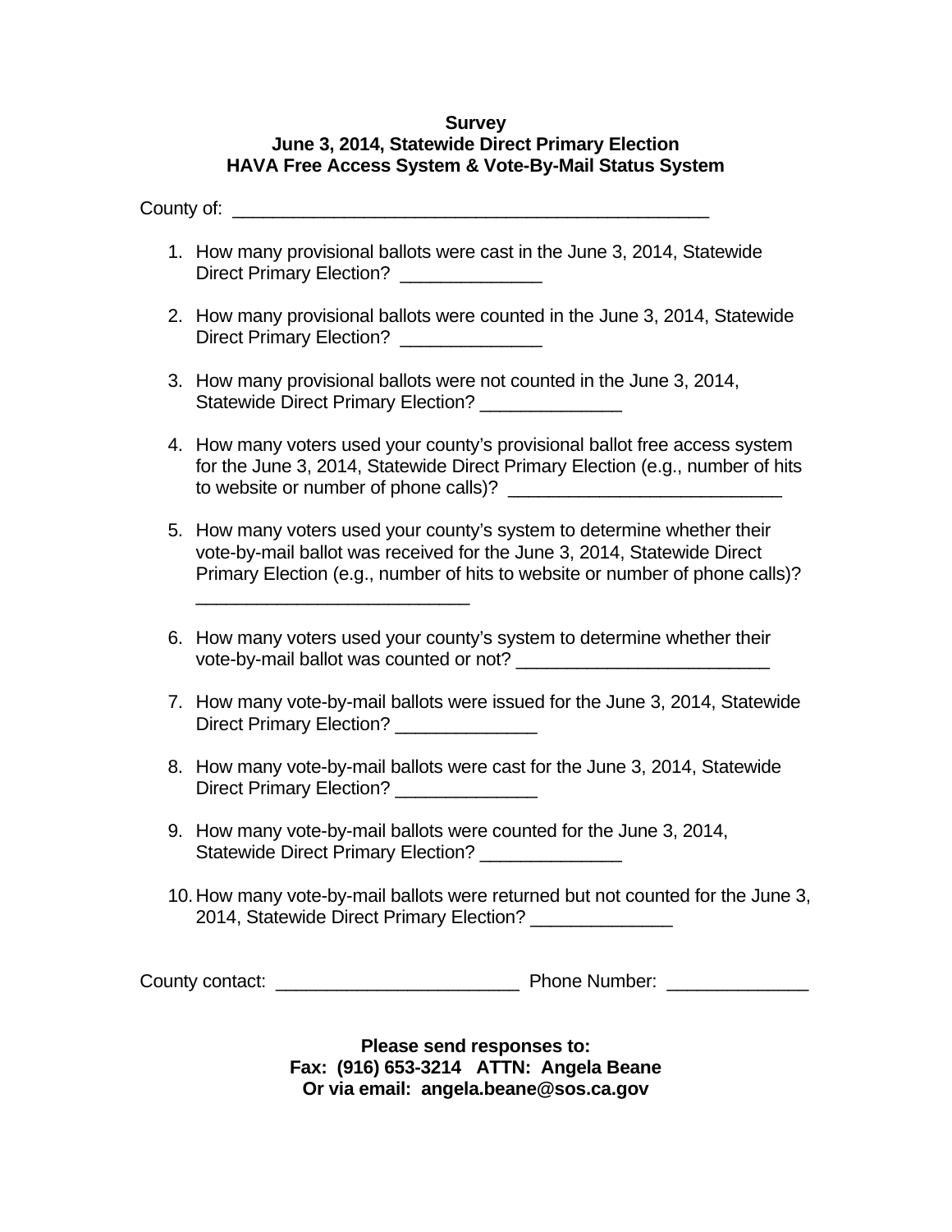**Survey**
**June 3, 2014, Statewide Direct Primary Election**
**HAVA Free Access System & Vote-By-Mail Status System**

County of: _______________________________________________

1. How many provisional ballots were cast in the June 3, 2014, Statewide Direct Primary Election? ______________

2. How many provisional ballots were counted in the June 3, 2014, Statewide Direct Primary Election? ______________

3. How many provisional ballots were not counted in the June 3, 2014, Statewide Direct Primary Election? ______________

4. How many voters used your county's provisional ballot free access system for the June 3, 2014, Statewide Direct Primary Election (e.g., number of hits to website or number of phone calls)? ___________________________

5. How many voters used your county's system to determine whether their vote-by-mail ballot was received for the June 3, 2014, Statewide Direct Primary Election (e.g., number of hits to website or number of phone calls)? ___________________________

6. How many voters used your county's system to determine whether their vote-by-mail ballot was counted or not? _________________________

7. How many vote-by-mail ballots were issued for the June 3, 2014, Statewide Direct Primary Election? ______________

8. How many vote-by-mail ballots were cast for the June 3, 2014, Statewide Direct Primary Election? ______________

9. How many vote-by-mail ballots were counted for the June 3, 2014, Statewide Direct Primary Election? ______________

10. How many vote-by-mail ballots were returned but not counted for the June 3, 2014, Statewide Direct Primary Election? ______________

County contact: ________________________ Phone Number: ______________

**Please send responses to:**
**Fax: (916) 653-3214 ATTN: Angela Beane**
**Or via email: angela.beane@sos.ca.gov**